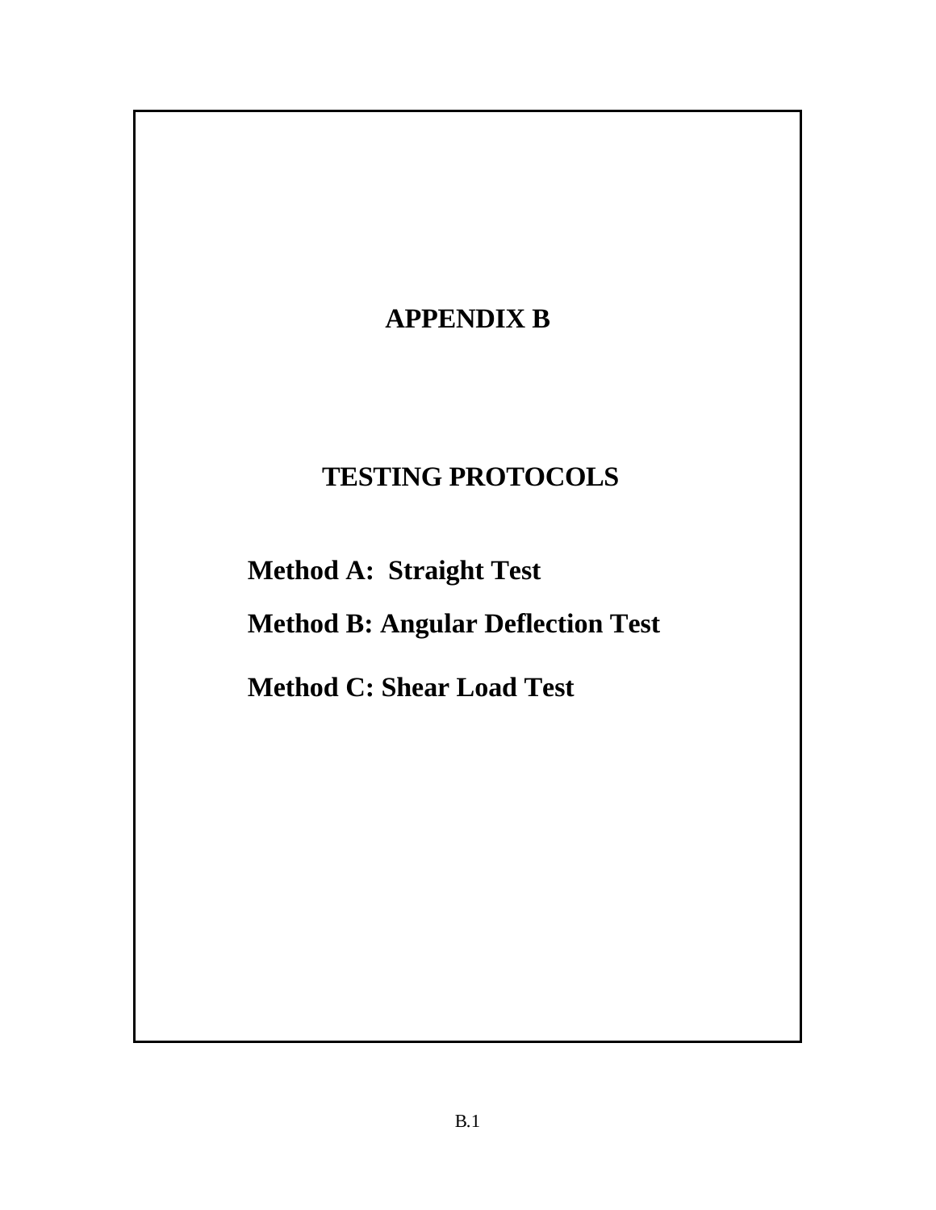# APPENDIX B

## TESTING PROTOCOLS

**Method A: Straight Test**

**Method B: Angular Deflection Test**

**Method C: Shear Load Test**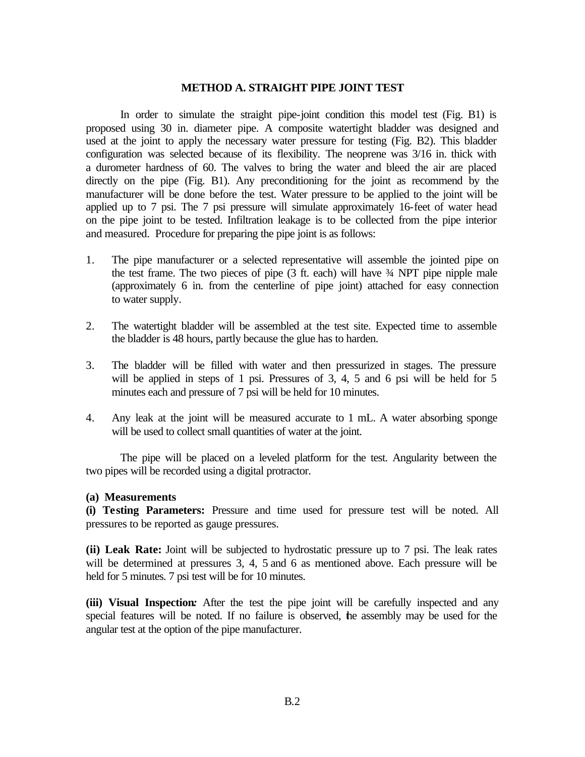## METHOD A. STRAIGHT PIPE JOINT TEST

In order to simulate the straight pipe-joint condition this model test (Fig. B1) is proposed using 30 in. diameter pipe. A composite watertight bladder was designed and used at the joint to apply the necessary water pressure for testing (Fig. B2). This bladder configuration was selected because of its flexibility. The neoprene was 3/16 in. thick with a durometer hardness of 60. The valves to bring the water and bleed the air are placed directly on the pipe (Fig. B1). Any preconditioning for the joint as recommend by the manufacturer will be done before the test. Water pressure to be applied to the joint will be applied up to 7 psi. The 7 psi pressure will simulate approximately 16-feet of water head on the pipe joint to be tested. Infiltration leakage is to be collected from the pipe interior and measured. Procedure for preparing the pipe joint is as follows:

1. The pipe manufacturer or a selected representative will assemble the jointed pipe on the test frame. The two pieces of pipe (3 ft. each) will have ¾ NPT pipe nipple male (approximately 6 in. from the centerline of pipe joint) attached for easy connection to water supply.

2. The watertight bladder will be assembled at the test site. Expected time to assemble the bladder is 48 hours, partly because the glue has to harden.

3. The bladder will be filled with water and then pressurized in stages. The pressure will be applied in steps of 1 psi. Pressures of 3, 4, 5 and 6 psi will be held for 5 minutes each and pressure of 7 psi will be held for 10 minutes.

4. Any leak at the joint will be measured accurate to 1 mL. A water absorbing sponge will be used to collect small quantities of water at the joint.

The pipe will be placed on a leveled platform for the test. Angularity between the two pipes will be recorded using a digital protractor.

**(a) Measurements**

**(i) Testing Parameters:** Pressure and time used for pressure test will be noted. All pressures to be reported as gauge pressures.

**(ii) Leak Rate:** Joint will be subjected to hydrostatic pressure up to 7 psi. The leak rates will be determined at pressures 3, 4, 5 and 6 as mentioned above. Each pressure will be held for 5 minutes. 7 psi test will be for 10 minutes.

**(iii) Visual Inspection***:* After the test the pipe joint will be carefully inspected and any special features will be noted. If no failure is observed, the assembly may be used for the angular test at the option of the pipe manufacturer.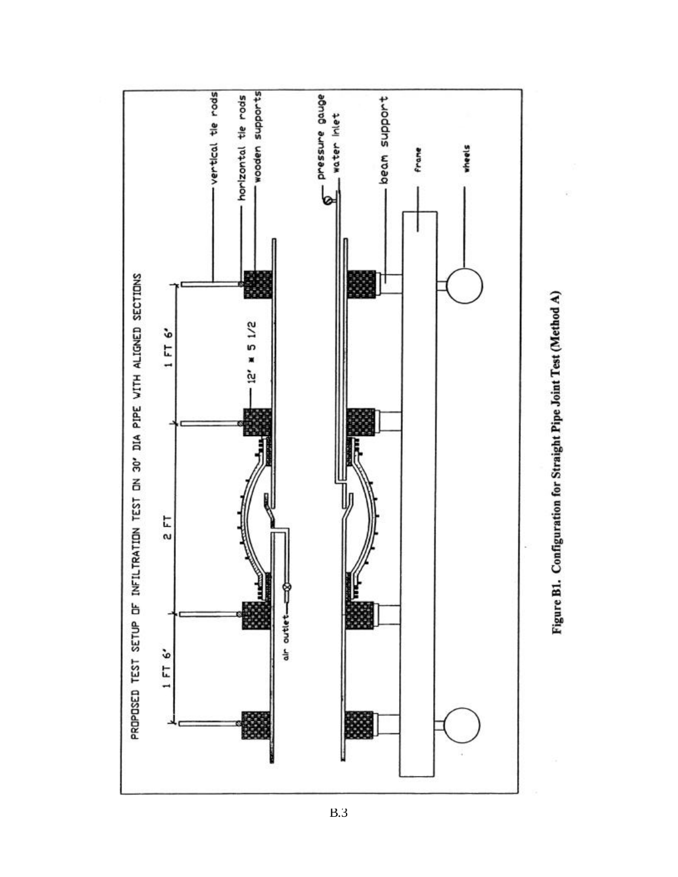PROPOSED TEST SETUP OF INFILTRATION TEST ON 30' DIA PIPE WITH ALIGNED SECTIONS

1 FT 6' — 2 FT — 1 FT 6'

12' * 5 1/2

vertical tie rods

horizontal tie rods

wooden supports

pressure gauge

water inlet

beam support

frame

wheels

air outlet

**Figure B1. Configuration for Straight Pipe Joint Test (Method A)**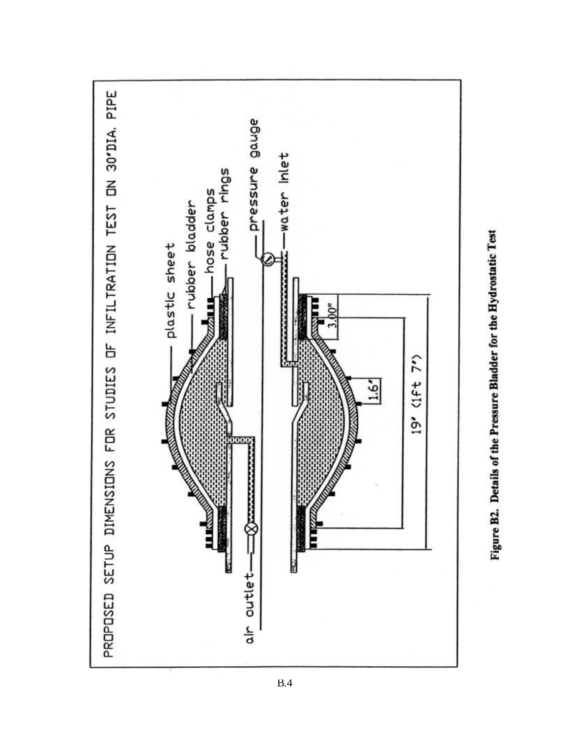PROPOSED SETUP DIMENSIONS FOR STUDIES OF INFILTRATION TEST ON 30"DIA. PIPE

plastic sheet

rubber bladder

hose clamps

rubber rings

pressure gauge

water inlet

air outlet

3.00"

1.6"

19' (1ft 7")

**Figure B2. Details of the Pressure Bladder for the Hydrostatic Test**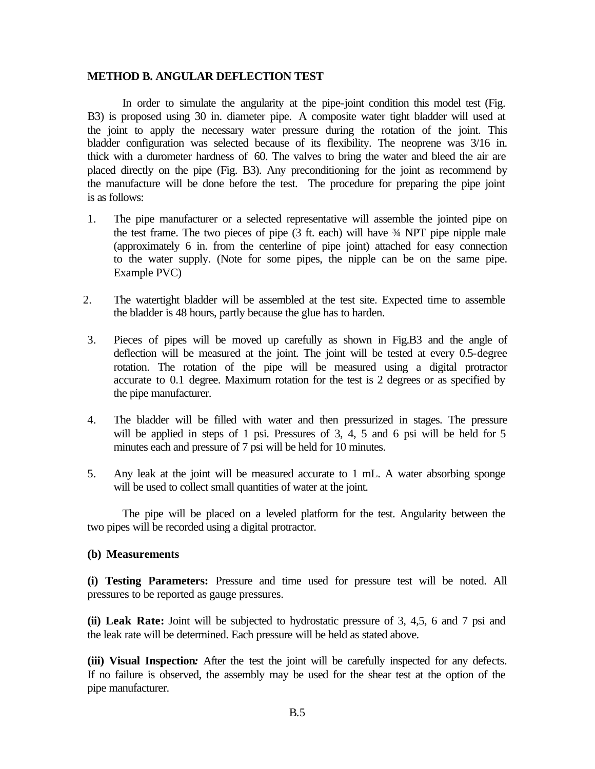**METHOD B. ANGULAR DEFLECTION TEST**

In order to simulate the angularity at the pipe-joint condition this model test (Fig. B3) is proposed using 30 in. diameter pipe. A composite water tight bladder will used at the joint to apply the necessary water pressure during the rotation of the joint. This bladder configuration was selected because of its flexibility. The neoprene was 3/16 in. thick with a durometer hardness of 60. The valves to bring the water and bleed the air are placed directly on the pipe (Fig. B3). Any preconditioning for the joint as recommend by the manufacture will be done before the test. The procedure for preparing the pipe joint is as follows:

1. The pipe manufacturer or a selected representative will assemble the jointed pipe on the test frame. The two pieces of pipe (3 ft. each) will have ¾ NPT pipe nipple male (approximately 6 in. from the centerline of pipe joint) attached for easy connection to the water supply. (Note for some pipes, the nipple can be on the same pipe. Example PVC)

2. The watertight bladder will be assembled at the test site. Expected time to assemble the bladder is 48 hours, partly because the glue has to harden.

3. Pieces of pipes will be moved up carefully as shown in Fig.B3 and the angle of deflection will be measured at the joint. The joint will be tested at every 0.5-degree rotation. The rotation of the pipe will be measured using a digital protractor accurate to 0.1 degree. Maximum rotation for the test is 2 degrees or as specified by the pipe manufacturer.

4. The bladder will be filled with water and then pressurized in stages. The pressure will be applied in steps of 1 psi. Pressures of 3, 4, 5 and 6 psi will be held for 5 minutes each and pressure of 7 psi will be held for 10 minutes.

5. Any leak at the joint will be measured accurate to 1 mL. A water absorbing sponge will be used to collect small quantities of water at the joint.

The pipe will be placed on a leveled platform for the test. Angularity between the two pipes will be recorded using a digital protractor.

**(b) Measurements**

**(i) Testing Parameters:** Pressure and time used for pressure test will be noted. All pressures to be reported as gauge pressures.

**(ii) Leak Rate:** Joint will be subjected to hydrostatic pressure of 3, 4,5, 6 and 7 psi and the leak rate will be determined. Each pressure will be held as stated above.

**(iii) Visual Inspection*:*** After the test the joint will be carefully inspected for any defects. If no failure is observed, the assembly may be used for the shear test at the option of the pipe manufacturer.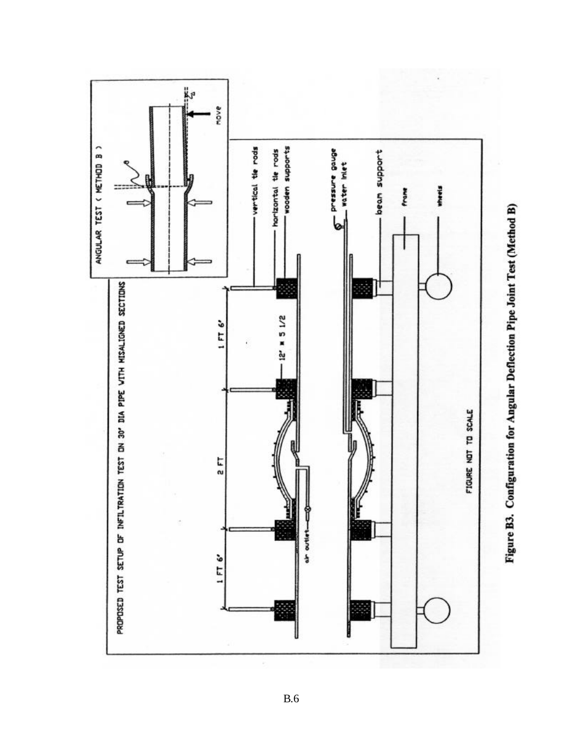ANGULAR TEST ( METHOD B )

move

PROPOSED TEST SETUP OF INFILTRATION TEST ON 30" DIA PIPE WITH MISALIGNED SECTIONS

1 FT 6"

2 FT

1 FT 6"

12" x 5 1/2

vertical tie rods

horizontal tie rods

wooden supports

pressure gauge

water inlet

beam support

frame

wheels

air outlet

FIGURE NOT TO SCALE

**Figure B3. Configuration for Angular Deflection Pipe Joint Test (Method B)**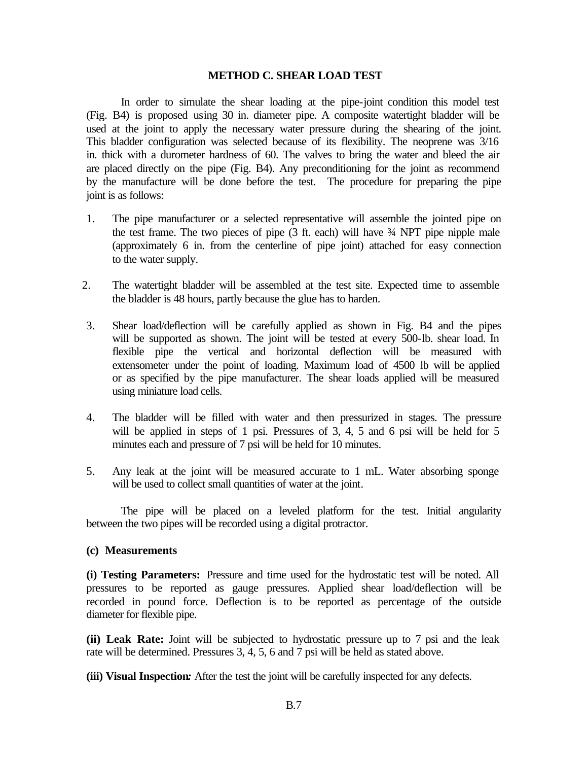### METHOD C. SHEAR LOAD TEST

In order to simulate the shear loading at the pipe-joint condition this model test (Fig. B4) is proposed using 30 in. diameter pipe. A composite watertight bladder will be used at the joint to apply the necessary water pressure during the shearing of the joint. This bladder configuration was selected because of its flexibility. The neoprene was 3/16 in. thick with a durometer hardness of 60. The valves to bring the water and bleed the air are placed directly on the pipe (Fig. B4). Any preconditioning for the joint as recommend by the manufacture will be done before the test. The procedure for preparing the pipe joint is as follows:

1. The pipe manufacturer or a selected representative will assemble the jointed pipe on the test frame. The two pieces of pipe (3 ft. each) will have ¾ NPT pipe nipple male (approximately 6 in. from the centerline of pipe joint) attached for easy connection to the water supply.

2. The watertight bladder will be assembled at the test site. Expected time to assemble the bladder is 48 hours, partly because the glue has to harden.

3. Shear load/deflection will be carefully applied as shown in Fig. B4 and the pipes will be supported as shown. The joint will be tested at every 500-lb. shear load. In flexible pipe the vertical and horizontal deflection will be measured with extensometer under the point of loading. Maximum load of 4500 lb will be applied or as specified by the pipe manufacturer. The shear loads applied will be measured using miniature load cells.

4. The bladder will be filled with water and then pressurized in stages. The pressure will be applied in steps of 1 psi. Pressures of 3, 4, 5 and 6 psi will be held for 5 minutes each and pressure of 7 psi will be held for 10 minutes.

5. Any leak at the joint will be measured accurate to 1 mL. Water absorbing sponge will be used to collect small quantities of water at the joint.

The pipe will be placed on a leveled platform for the test. Initial angularity between the two pipes will be recorded using a digital protractor.

**(c) Measurements**

**(i) Testing Parameters:** Pressure and time used for the hydrostatic test will be noted. All pressures to be reported as gauge pressures. Applied shear load/deflection will be recorded in pound force. Deflection is to be reported as percentage of the outside diameter for flexible pipe.

**(ii) Leak Rate:** Joint will be subjected to hydrostatic pressure up to 7 psi and the leak rate will be determined. Pressures 3, 4, 5, 6 and 7 psi will be held as stated above.

**(iii) Visual Inspection*:*** After the test the joint will be carefully inspected for any defects.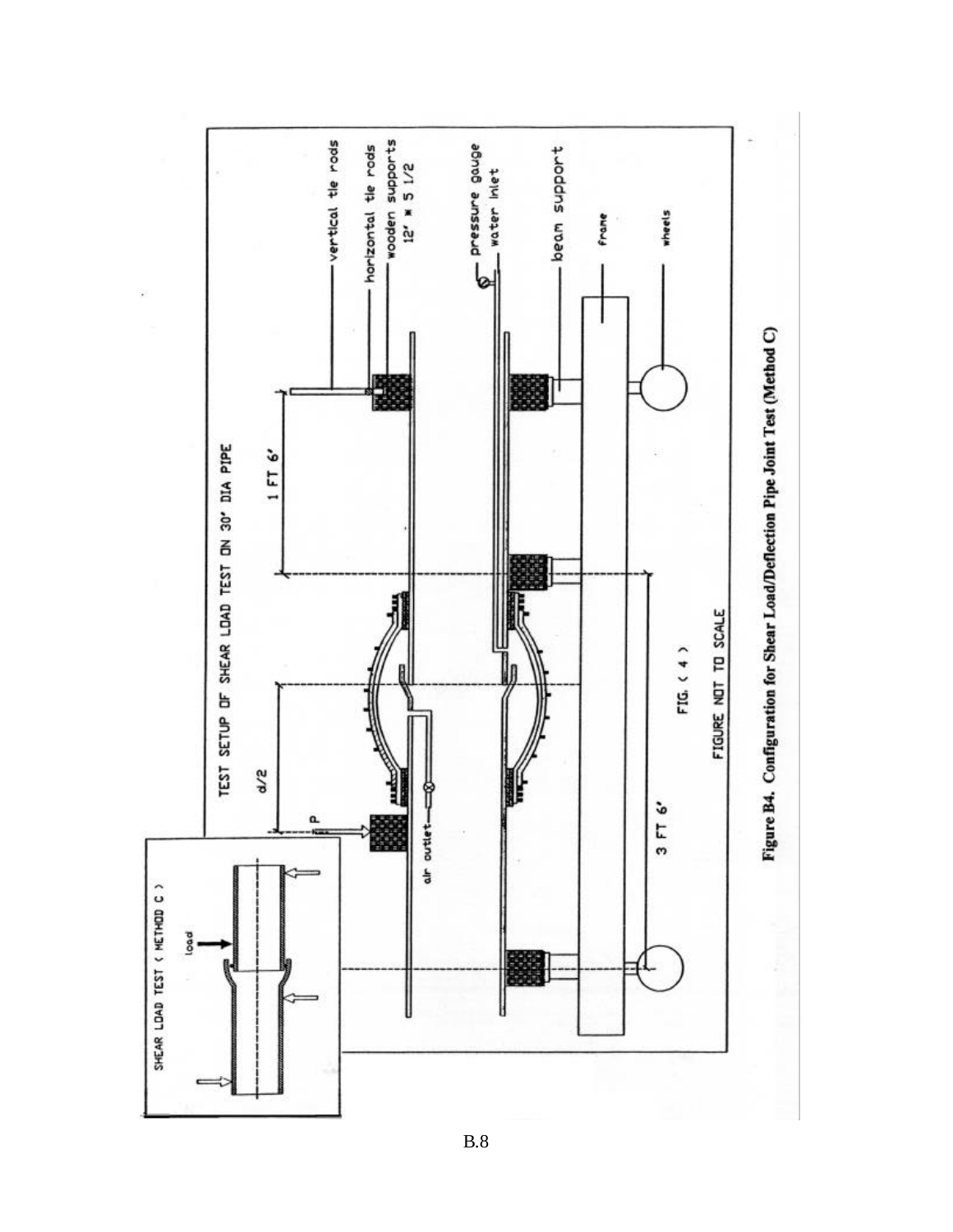SHEAR LOAD TEST ( METHOD C )

load

TEST SETUP OF SHEAR LOAD TEST ON 30' DIA PIPE

d/2

P

1 FT 6'

3 FT 6'

air outlet

vertical tie rods

horizontal tie rods

wooden supports 12' x 5 1/2

pressure gauge

water inlet

beam support

frame

wheels

FIG. ( 4 )

FIGURE NOT TO SCALE

**Figure B4. Configuration for Shear Load/Deflection Pipe Joint Test (Method C)**